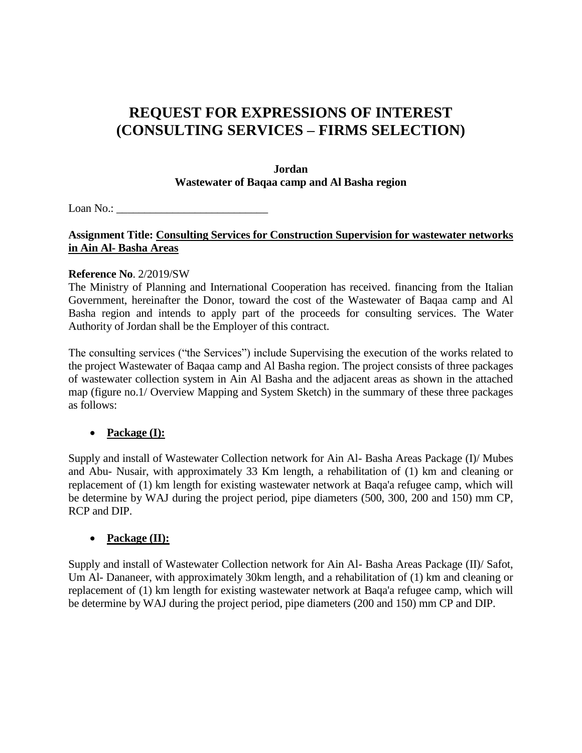# REQUEST FOR EXPRESSIONS OF INTEREST (CONSULTING SERVICES – FIRMS SELECTION)

**Jordan**
**Wastewater of Baqaa camp and Al Basha region**

Loan No.: ___________________________

**Assignment Title: <u>Consulting Services for Construction Supervision for wastewater networks in Ain Al- Basha Areas</u>**

**Reference No**. 2/2019/SW

The Ministry of Planning and International Cooperation has received. financing from the Italian Government, hereinafter the Donor, toward the cost of the Wastewater of Baqaa camp and Al Basha region and intends to apply part of the proceeds for consulting services. The Water Authority of Jordan shall be the Employer of this contract.

The consulting services ("the Services") include Supervising the execution of the works related to the project Wastewater of Baqaa camp and Al Basha region. The project consists of three packages of wastewater collection system in Ain Al Basha and the adjacent areas as shown in the attached map (figure no.1/ Overview Mapping and System Sketch) in the summary of these three packages as follows:

- **<u>Package (I):</u>**

Supply and install of Wastewater Collection network for Ain Al- Basha Areas Package (I)/ Mubes and Abu- Nusair, with approximately 33 Km length, a rehabilitation of (1) km and cleaning or replacement of (1) km length for existing wastewater network at Baqa'a refugee camp, which will be determine by WAJ during the project period, pipe diameters (500, 300, 200 and 150) mm CP, RCP and DIP.

- **<u>Package (II):</u>**

Supply and install of Wastewater Collection network for Ain Al- Basha Areas Package (II)/ Safot, Um Al- Dananeer, with approximately 30km length, and a rehabilitation of (1) km and cleaning or replacement of (1) km length for existing wastewater network at Baqa'a refugee camp, which will be determine by WAJ during the project period, pipe diameters (200 and 150) mm CP and DIP.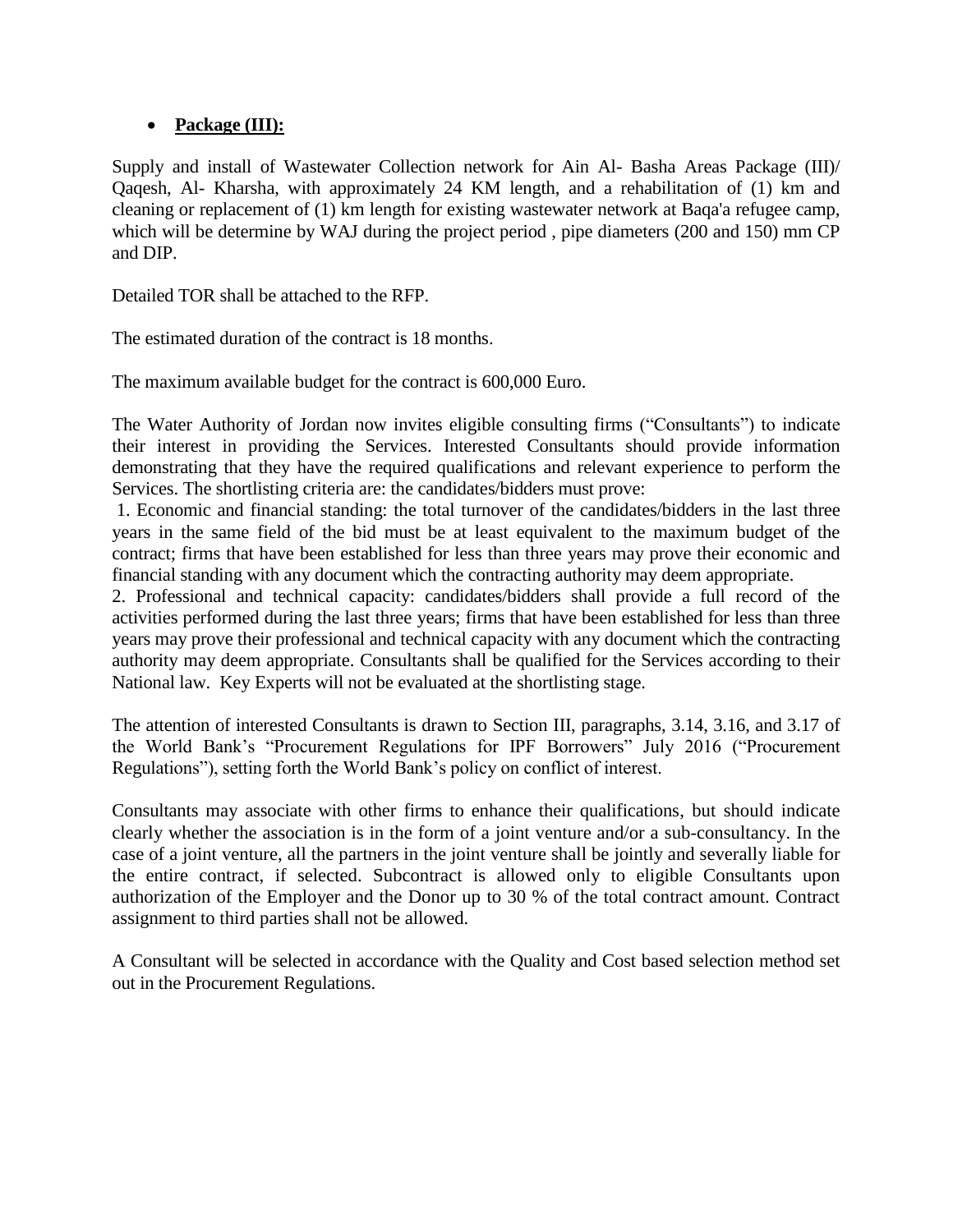- **Package (III):**

Supply and install of Wastewater Collection network for Ain Al- Basha Areas Package (III)/ Qaqesh, Al- Kharsha, with approximately 24 KM length, and a rehabilitation of (1) km and cleaning or replacement of (1) km length for existing wastewater network at Baqa'a refugee camp, which will be determine by WAJ during the project period , pipe diameters (200 and 150) mm CP and DIP.

Detailed TOR shall be attached to the RFP.

The estimated duration of the contract is 18 months.

The maximum available budget for the contract is 600,000 Euro.

The Water Authority of Jordan now invites eligible consulting firms ("Consultants") to indicate their interest in providing the Services. Interested Consultants should provide information demonstrating that they have the required qualifications and relevant experience to perform the Services. The shortlisting criteria are: the candidates/bidders must prove:

1. Economic and financial standing: the total turnover of the candidates/bidders in the last three years in the same field of the bid must be at least equivalent to the maximum budget of the contract; firms that have been established for less than three years may prove their economic and financial standing with any document which the contracting authority may deem appropriate.
2. Professional and technical capacity: candidates/bidders shall provide a full record of the activities performed during the last three years; firms that have been established for less than three years may prove their professional and technical capacity with any document which the contracting authority may deem appropriate. Consultants shall be qualified for the Services according to their National law. Key Experts will not be evaluated at the shortlisting stage.

The attention of interested Consultants is drawn to Section III, paragraphs, 3.14, 3.16, and 3.17 of the World Bank's "Procurement Regulations for IPF Borrowers" July 2016 ("Procurement Regulations"), setting forth the World Bank's policy on conflict of interest.

Consultants may associate with other firms to enhance their qualifications, but should indicate clearly whether the association is in the form of a joint venture and/or a sub-consultancy. In the case of a joint venture, all the partners in the joint venture shall be jointly and severally liable for the entire contract, if selected. Subcontract is allowed only to eligible Consultants upon authorization of the Employer and the Donor up to 30 % of the total contract amount. Contract assignment to third parties shall not be allowed.

A Consultant will be selected in accordance with the Quality and Cost based selection method set out in the Procurement Regulations.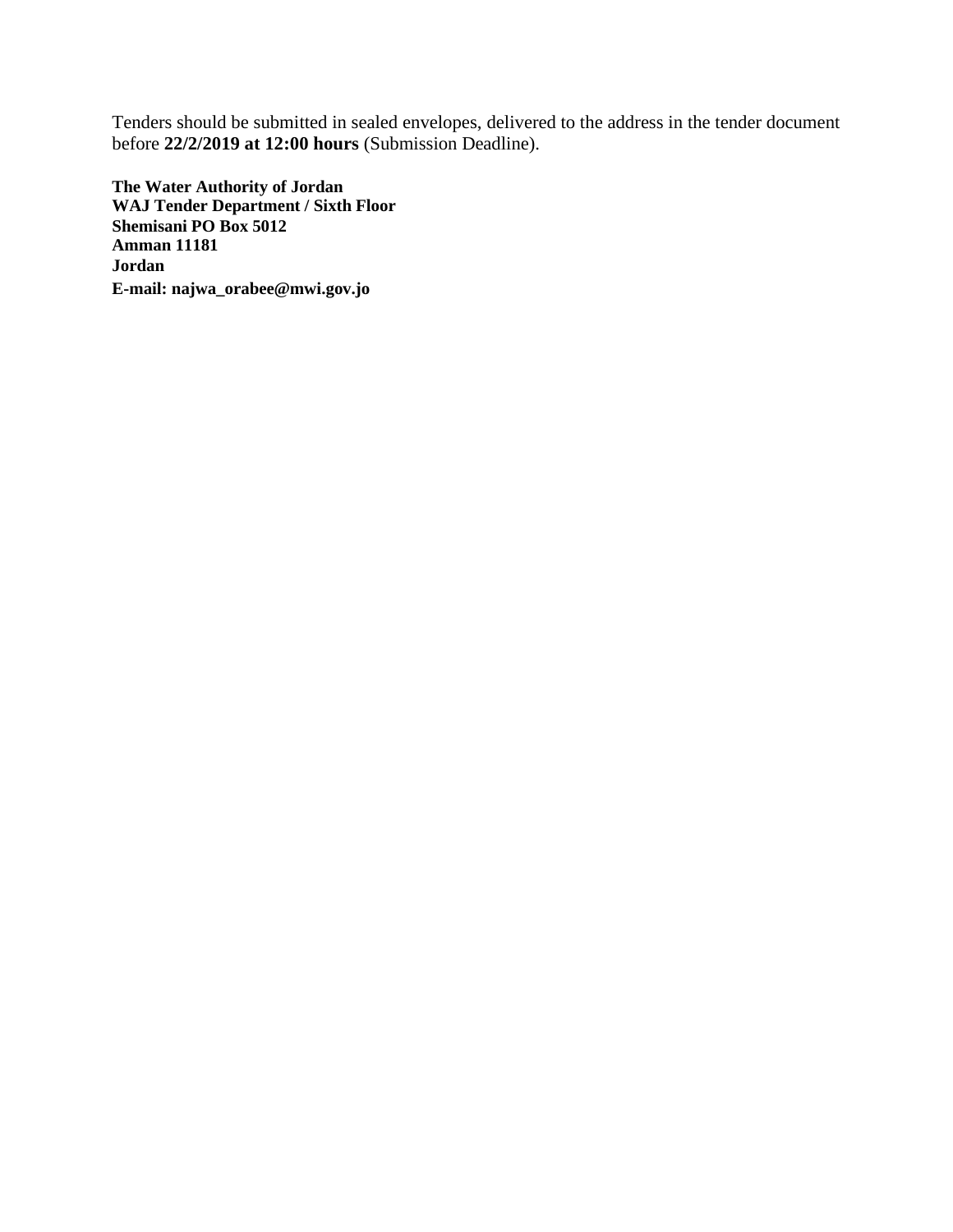Tenders should be submitted in sealed envelopes, delivered to the address in the tender document before **22/2/2019 at 12:00 hours** (Submission Deadline).

**The Water Authority of Jordan**
**WAJ Tender Department / Sixth Floor**
**Shemisani PO Box 5012**
**Amman 11181**
**Jordan**
**E-mail: najwa_orabee@mwi.gov.jo**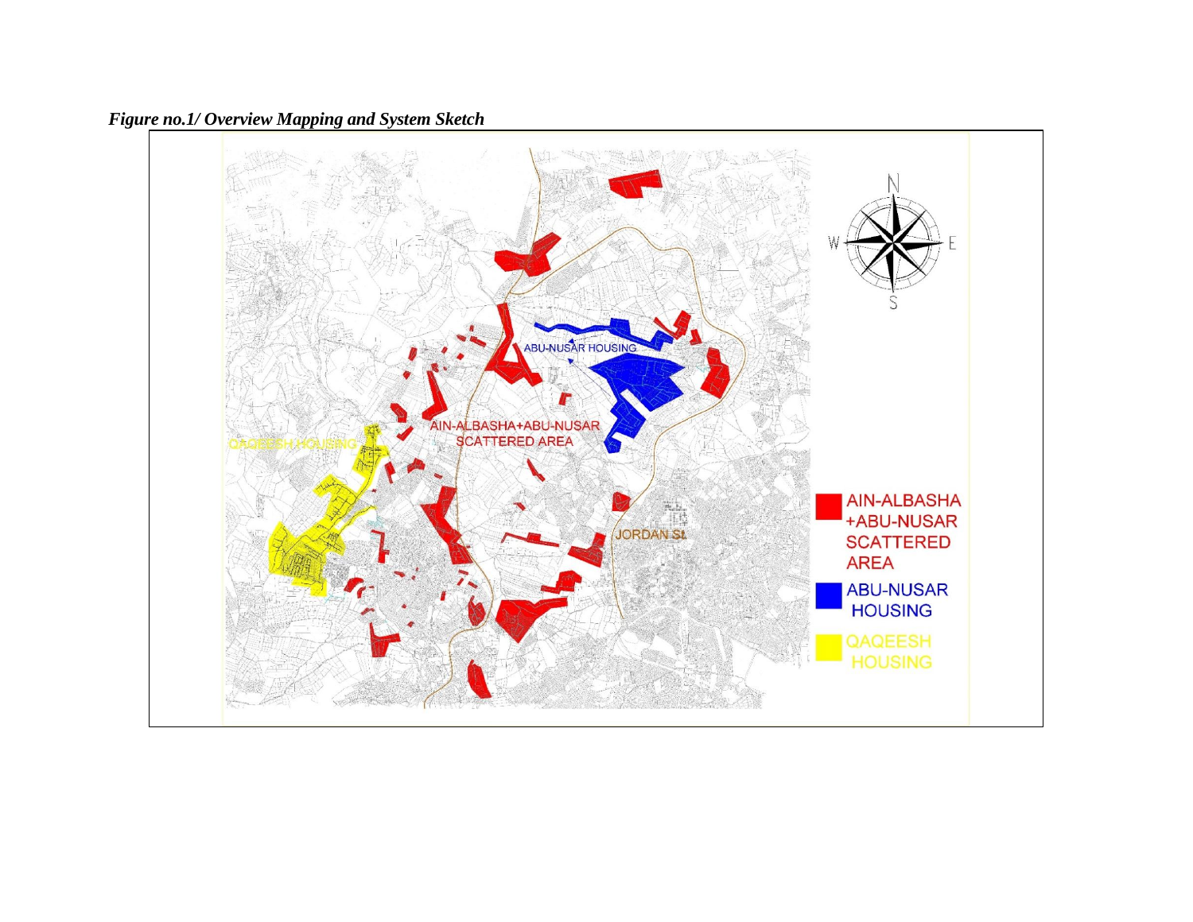*Figure no.1/ Overview Mapping and System Sketch*

ABU-NUSAR HOUSING

AIN-ALBASHA+ABU-NUSAR SCATTERED AREA

QAQEESH HOUSING

JORDAN ST

N

W

E

S

AIN-ALBASHA +ABU-NUSAR SCATTERED AREA

ABU-NUSAR HOUSING

QAQEESH HOUSING